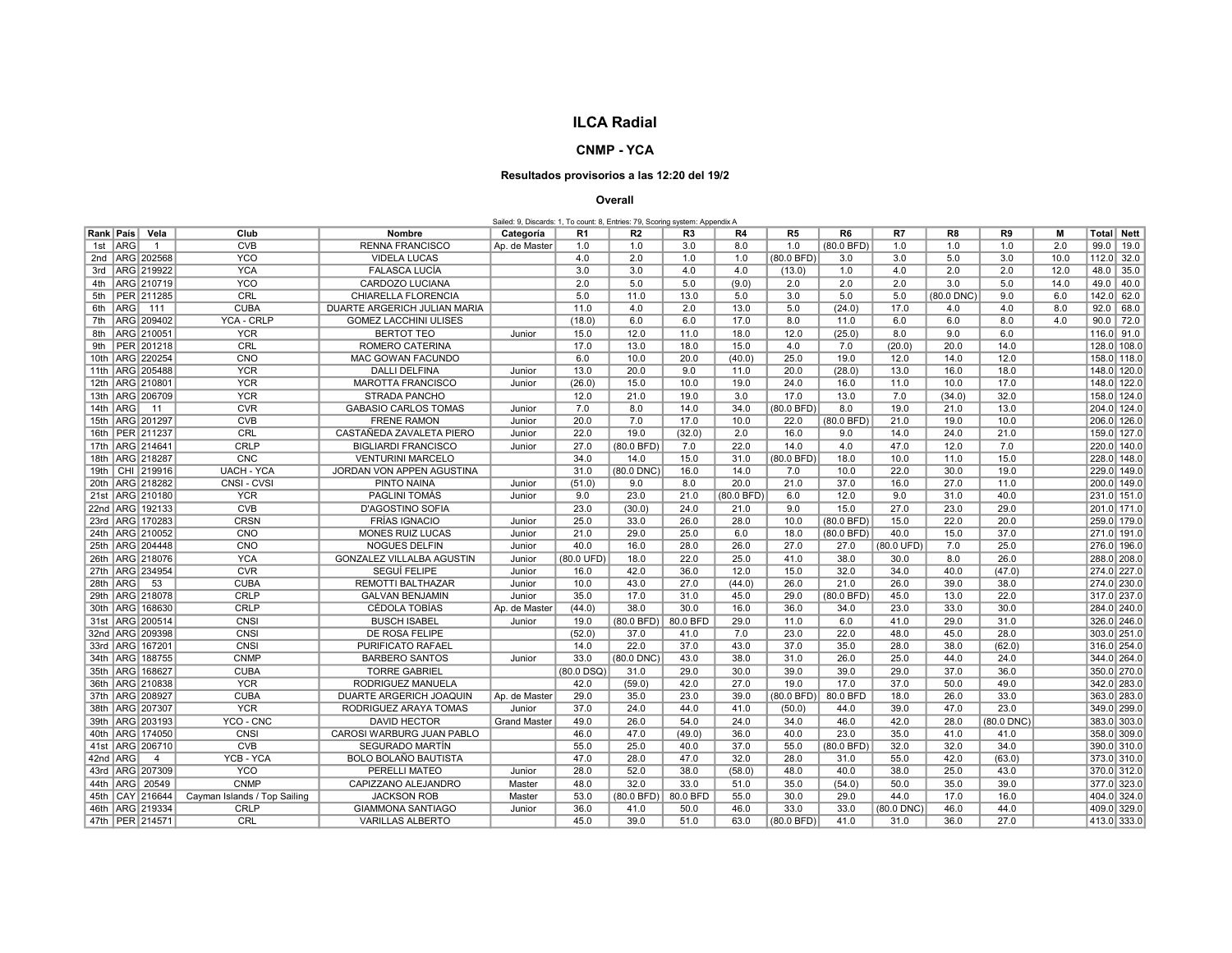# ILCA Radial

## CNMP - YCA

### Resultados provisorios a las 12:20 del 19/2

#### Overall

Sailed: 9, Discards: 1, To count: 8, Entries: 79, Scoring system: Appendix A

| Rank | País | Vela | Club | Nombre | Categoría | R1 | R2 | R3 | R4 | R5 | R6 | R7 | R8 | R9 | M | Total | Nett |
|---|---|---|---|---|---|---|---|---|---|---|---|---|---|---|---|---|---|
| 1st | ARG | 1 | CVB | RENNA FRANCISCO | Ap. de Master | 1.0 | 1.0 | 3.0 | 8.0 | 1.0 | (80.0 BFD) | 1.0 | 1.0 | 1.0 | 2.0 | 99.0 | 19.0 |
| 2nd | ARG | 202568 | YCO | VIDELA LUCAS | | 4.0 | 2.0 | 1.0 | 1.0 | (80.0 BFD) | 3.0 | 3.0 | 5.0 | 3.0 | 10.0 | 112.0 | 32.0 |
| 3rd | ARG | 219922 | YCA | FALASCA LUCÍA | | 3.0 | 3.0 | 4.0 | 4.0 | (13.0) | 1.0 | 4.0 | 2.0 | 2.0 | 12.0 | 48.0 | 35.0 |
| 4th | ARG | 210719 | YCO | CARDOZO LUCIANA | | 2.0 | 5.0 | 5.0 | (9.0) | 2.0 | 2.0 | 2.0 | 3.0 | 5.0 | 14.0 | 49.0 | 40.0 |
| 5th | PER | 211285 | CRL | CHIARELLA FLORENCIA | | 5.0 | 11.0 | 13.0 | 5.0 | 3.0 | 5.0 | 5.0 | (80.0 DNC) | 9.0 | 6.0 | 142.0 | 62.0 |
| 6th | ARG | 111 | CUBA | DUARTE ARGERICH JULIAN MARIA | | 11.0 | 4.0 | 2.0 | 13.0 | 5.0 | (24.0) | 17.0 | 4.0 | 4.0 | 8.0 | 92.0 | 68.0 |
| 7th | ARG | 209402 | YCA - CRLP | GOMEZ LACCHINI ULISES | | (18.0) | 6.0 | 6.0 | 17.0 | 8.0 | 11.0 | 6.0 | 6.0 | 8.0 | 4.0 | 90.0 | 72.0 |
| 8th | ARG | 210051 | YCR | BERTOT TEO | Junior | 15.0 | 12.0 | 11.0 | 18.0 | 12.0 | (25.0) | 8.0 | 9.0 | 6.0 | | 116.0 | 91.0 |
| 9th | PER | 201218 | CRL | ROMERO CATERINA | | 17.0 | 13.0 | 18.0 | 15.0 | 4.0 | 7.0 | (20.0) | 20.0 | 14.0 | | 128.0 | 108.0 |
| 10th | ARG | 220254 | CNO | MAC GOWAN FACUNDO | | 6.0 | 10.0 | 20.0 | (40.0) | 25.0 | 19.0 | 12.0 | 14.0 | 12.0 | | 158.0 | 118.0 |
| 11th | ARG | 205488 | YCR | DALLI DELFINA | Junior | 13.0 | 20.0 | 9.0 | 11.0 | 20.0 | (28.0) | 13.0 | 16.0 | 18.0 | | 148.0 | 120.0 |
| 12th | ARG | 210801 | YCR | MAROTTA FRANCISCO | Junior | (26.0) | 15.0 | 10.0 | 19.0 | 24.0 | 16.0 | 11.0 | 10.0 | 17.0 | | 148.0 | 122.0 |
| 13th | ARG | 206709 | YCR | STRADA PANCHO | | 12.0 | 21.0 | 19.0 | 3.0 | 17.0 | 13.0 | 7.0 | (34.0) | 32.0 | | 158.0 | 124.0 |
| 14th | ARG | 11 | CVR | GABASIO CARLOS TOMAS | Junior | 7.0 | 8.0 | 14.0 | 34.0 | (80.0 BFD) | 8.0 | 19.0 | 21.0 | 13.0 | | 204.0 | 124.0 |
| 15th | ARG | 201297 | CVB | FRENE RAMON | Junior | 20.0 | 7.0 | 17.0 | 10.0 | 22.0 | (80.0 BFD) | 21.0 | 19.0 | 10.0 | | 206.0 | 126.0 |
| 16th | PER | 211237 | CRL | CASTAÑEDA ZAVALETA PIERO | Junior | 22.0 | 19.0 | (32.0) | 2.0 | 16.0 | 9.0 | 14.0 | 24.0 | 21.0 | | 159.0 | 127.0 |
| 17th | ARG | 214641 | CRLP | BIGLIARDI FRANCISCO | Junior | 27.0 | (80.0 BFD) | 7.0 | 22.0 | 14.0 | 4.0 | 47.0 | 12.0 | 7.0 | | 220.0 | 140.0 |
| 18th | ARG | 218287 | CNC | VENTURINI MARCELO | | 34.0 | 14.0 | 15.0 | 31.0 | (80.0 BFD) | 18.0 | 10.0 | 11.0 | 15.0 | | 228.0 | 148.0 |
| 19th | CHI | 219916 | UACH - YCA | JORDAN VON APPEN AGUSTINA | | 31.0 | (80.0 DNC) | 16.0 | 14.0 | 7.0 | 10.0 | 22.0 | 30.0 | 19.0 | | 229.0 | 149.0 |
| 20th | ARG | 218282 | CNSI - CVSI | PINTO NAINA | Junior | (51.0) | 9.0 | 8.0 | 20.0 | 21.0 | 37.0 | 16.0 | 27.0 | 11.0 | | 200.0 | 149.0 |
| 21st | ARG | 210180 | YCR | PAGLINI TOMÁS | Junior | 9.0 | 23.0 | 21.0 | (80.0 BFD) | 6.0 | 12.0 | 9.0 | 31.0 | 40.0 | | 231.0 | 151.0 |
| 22nd | ARG | 192133 | CVB | D'AGOSTINO SOFIA | | 23.0 | (30.0) | 24.0 | 21.0 | 9.0 | 15.0 | 27.0 | 23.0 | 29.0 | | 201.0 | 171.0 |
| 23rd | ARG | 170283 | CRSN | FRÍAS IGNACIO | Junior | 25.0 | 33.0 | 26.0 | 28.0 | 10.0 | (80.0 BFD) | 15.0 | 22.0 | 20.0 | | 259.0 | 179.0 |
| 24th | ARG | 210052 | CNO | MONES RUIZ LUCAS | Junior | 21.0 | 29.0 | 25.0 | 6.0 | 18.0 | (80.0 BFD) | 40.0 | 15.0 | 37.0 | | 271.0 | 191.0 |
| 25th | ARG | 204448 | CNO | NOGUES DELFIN | Junior | 40.0 | 16.0 | 28.0 | 26.0 | 27.0 | 27.0 | (80.0 UFD) | 7.0 | 25.0 | | 276.0 | 196.0 |
| 26th | ARG | 218076 | YCA | GONZALEZ VILLALBA AGUSTIN | Junior | (80.0 UFD) | 18.0 | 22.0 | 25.0 | 41.0 | 38.0 | 30.0 | 8.0 | 26.0 | | 288.0 | 208.0 |
| 27th | ARG | 234954 | CVR | SEGUÍ FELIPE | Junior | 16.0 | 42.0 | 36.0 | 12.0 | 15.0 | 32.0 | 34.0 | 40.0 | (47.0) | | 274.0 | 227.0 |
| 28th | ARG | 53 | CUBA | REMOTTI BALTHAZAR | Junior | 10.0 | 43.0 | 27.0 | (44.0) | 26.0 | 21.0 | 26.0 | 39.0 | 38.0 | | 274.0 | 230.0 |
| 29th | ARG | 218078 | CRLP | GALVAN BENJAMIN | Junior | 35.0 | 17.0 | 31.0 | 45.0 | 29.0 | (80.0 BFD) | 45.0 | 13.0 | 22.0 | | 317.0 | 237.0 |
| 30th | ARG | 168630 | CRLP | CÉDOLA TOBÍAS | Ap. de Master | (44.0) | 38.0 | 30.0 | 16.0 | 36.0 | 34.0 | 23.0 | 33.0 | 30.0 | | 284.0 | 240.0 |
| 31st | ARG | 200514 | CNSI | BUSCH ISABEL | Junior | 19.0 | (80.0 BFD) | 80.0 BFD | 29.0 | 11.0 | 6.0 | 41.0 | 29.0 | 31.0 | | 326.0 | 246.0 |
| 32nd | ARG | 209398 | CNSI | DE ROSA FELIPE | | (52.0) | 37.0 | 41.0 | 7.0 | 23.0 | 22.0 | 48.0 | 45.0 | 28.0 | | 303.0 | 251.0 |
| 33rd | ARG | 167201 | CNSI | PURIFICATO RAFAEL | | 14.0 | 22.0 | 37.0 | 43.0 | 37.0 | 35.0 | 28.0 | 38.0 | (62.0) | | 316.0 | 254.0 |
| 34th | ARG | 188755 | CNMP | BARBERO SANTOS | Junior | 33.0 | (80.0 DNC) | 43.0 | 38.0 | 31.0 | 26.0 | 25.0 | 44.0 | 24.0 | | 344.0 | 264.0 |
| 35th | ARG | 168627 | CUBA | TORRE GABRIEL | | (80.0 DSQ) | 31.0 | 29.0 | 30.0 | 39.0 | 39.0 | 29.0 | 37.0 | 36.0 | | 350.0 | 270.0 |
| 36th | ARG | 210838 | YCR | RODRIGUEZ MANUELA | | 42.0 | (59.0) | 42.0 | 27.0 | 19.0 | 17.0 | 37.0 | 50.0 | 49.0 | | 342.0 | 283.0 |
| 37th | ARG | 208927 | CUBA | DUARTE ARGERICH JOAQUIN | Ap. de Master | 29.0 | 35.0 | 23.0 | 39.0 | (80.0 BFD) | 80.0 BFD | 18.0 | 26.0 | 33.0 | | 363.0 | 283.0 |
| 38th | ARG | 207307 | YCR | RODRIGUEZ ARAYA TOMAS | Junior | 37.0 | 24.0 | 44.0 | 41.0 | (50.0) | 44.0 | 39.0 | 47.0 | 23.0 | | 349.0 | 299.0 |
| 39th | ARG | 203193 | YCO - CNC | DAVID HECTOR | Grand Master | 49.0 | 26.0 | 54.0 | 24.0 | 34.0 | 46.0 | 42.0 | 28.0 | (80.0 DNC) | | 383.0 | 303.0 |
| 40th | ARG | 174050 | CNSI | CAROSI WARBURG JUAN PABLO | | 46.0 | 47.0 | (49.0) | 36.0 | 40.0 | 23.0 | 35.0 | 41.0 | 41.0 | | 358.0 | 309.0 |
| 41st | ARG | 206710 | CVB | SEGURADO MARTÍN | | 55.0 | 25.0 | 40.0 | 37.0 | 55.0 | (80.0 BFD) | 32.0 | 32.0 | 34.0 | | 390.0 | 310.0 |
| 42nd | ARG | 4 | YCB - YCA | BOLO BOLAÑO BAUTISTA | | 47.0 | 28.0 | 47.0 | 32.0 | 28.0 | 31.0 | 55.0 | 42.0 | (63.0) | | 373.0 | 310.0 |
| 43rd | ARG | 207309 | YCO | PERELLI MATEO | Junior | 28.0 | 52.0 | 38.0 | (58.0) | 48.0 | 40.0 | 38.0 | 25.0 | 43.0 | | 370.0 | 312.0 |
| 44th | ARG | 20549 | CNMP | CAPIZZANO ALEJANDRO | Master | 48.0 | 32.0 | 33.0 | 51.0 | 35.0 | (54.0) | 50.0 | 35.0 | 39.0 | | 377.0 | 323.0 |
| 45th | CAY | 216644 | Cayman Islands / Top Sailing | JACKSON ROB | Master | 53.0 | (80.0 BFD) | 80.0 BFD | 55.0 | 30.0 | 29.0 | 44.0 | 17.0 | 16.0 | | 404.0 | 324.0 |
| 46th | ARG | 219334 | CRLP | GIAMMONA SANTIAGO | Junior | 36.0 | 41.0 | 50.0 | 46.0 | 33.0 | 33.0 | (80.0 DNC) | 46.0 | 44.0 | | 409.0 | 329.0 |
| 47th | PER | 214571 | CRL | VARILLAS ALBERTO | | 45.0 | 39.0 | 51.0 | 63.0 | (80.0 BFD) | 41.0 | 31.0 | 36.0 | 27.0 | | 413.0 | 333.0 |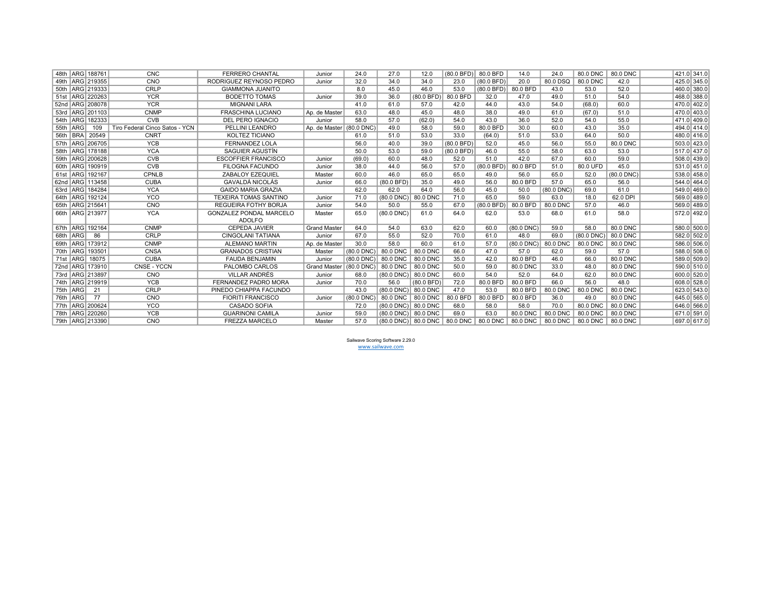| | | | | | | | | | | | | | | | | | | |
|---|---|---|---|---|---|---|---|---|---|---|---|---|---|---|---|---|---|---|
| 48th | ARG | 188761 | CNC | FERRERO CHANTAL | Junior | 24.0 | 27.0 | 12.0 | (80.0 BFD) | 80.0 BFD | 14.0 | 24.0 | 80.0 DNC | 80.0 DNC | | 421.0 | 341.0 |
| 49th | ARG | 219355 | CNO | RODRIGUEZ REYNOSO PEDRO | Junior | 32.0 | 34.0 | 34.0 | 23.0 | (80.0 BFD) | 20.0 | 80.0 DSQ | 80.0 DNC | 42.0 | | 425.0 | 345.0 |
| 50th | ARG | 219333 | CRLP | GIAMMONA JUANITO | | 8.0 | 45.0 | 46.0 | 53.0 | (80.0 BFD) | 80.0 BFD | 43.0 | 53.0 | 52.0 | | 460.0 | 380.0 |
| 51st | ARG | 220263 | YCR | BODETTO TOMAS | Junior | 39.0 | 36.0 | (80.0 BFD) | 80.0 BFD | 32.0 | 47.0 | 49.0 | 51.0 | 54.0 | | 468.0 | 388.0 |
| 52nd | ARG | 208078 | YCR | MIGNANI LARA | | 41.0 | 61.0 | 57.0 | 42.0 | 44.0 | 43.0 | 54.0 | (68.0) | 60.0 | | 470.0 | 402.0 |
| 53rd | ARG | 201103 | CNMP | FRASCHINA LUCIANO | Ap. de Master | 63.0 | 48.0 | 45.0 | 48.0 | 38.0 | 49.0 | 61.0 | (67.0) | 51.0 | | 470.0 | 403.0 |
| 54th | ARG | 182333 | CVB | DEL PERO IGNACIO | Junior | 58.0 | 57.0 | (62.0) | 54.0 | 43.0 | 36.0 | 52.0 | 54.0 | 55.0 | | 471.0 | 409.0 |
| 55th | ARG | 109 | Tiro Federal Cinco Satos - YCN | PELLINI LEANDRO | Ap. de Master | (80.0 DNC) | 49.0 | 58.0 | 59.0 | 80.0 BFD | 30.0 | 60.0 | 43.0 | 35.0 | | 494.0 | 414.0 |
| 56th | BRA | 20549 | CNRT | KOLTEZ TICIANO | | 61.0 | 51.0 | 53.0 | 33.0 | (64.0) | 51.0 | 53.0 | 64.0 | 50.0 | | 480.0 | 416.0 |
| 57th | ARG | 206705 | YCB | FERNANDEZ LOLA | | 56.0 | 40.0 | 39.0 | (80.0 BFD) | 52.0 | 45.0 | 56.0 | 55.0 | 80.0 DNC | | 503.0 | 423.0 |
| 58th | ARG | 178188 | YCA | SAGUIER AGUSTÍN | | 50.0 | 53.0 | 59.0 | (80.0 BFD) | 46.0 | 55.0 | 58.0 | 63.0 | 53.0 | | 517.0 | 437.0 |
| 59th | ARG | 200628 | CVB | ESCOFFIER FRANCISCO | Junior | (69.0) | 60.0 | 48.0 | 52.0 | 51.0 | 42.0 | 67.0 | 60.0 | 59.0 | | 508.0 | 439.0 |
| 60th | ARG | 190919 | CVB | FILOGNA FACUNDO | Junior | 38.0 | 44.0 | 56.0 | 57.0 | (80.0 BFD) | 80.0 BFD | 51.0 | 80.0 UFD | 45.0 | | 531.0 | 451.0 |
| 61st | ARG | 192167 | CPNLB | ZABALOY EZEQUIEL | Master | 60.0 | 46.0 | 65.0 | 65.0 | 49.0 | 56.0 | 65.0 | 52.0 | (80.0 DNC) | | 538.0 | 458.0 |
| 62nd | ARG | 113458 | CUBA | GAVALDÁ NICOLÁS | Junior | 66.0 | (80.0 BFD) | 35.0 | 49.0 | 56.0 | 80.0 BFD | 57.0 | 65.0 | 56.0 | | 544.0 | 464.0 |
| 63rd | ARG | 184284 | YCA | GAIDO MARIA GRAZIA | | 62.0 | 62.0 | 64.0 | 56.0 | 45.0 | 50.0 | (80.0 DNC) | 69.0 | 61.0 | | 549.0 | 469.0 |
| 64th | ARG | 192124 | YCO | TEXEIRA TOMAS SANTINO | Junior | 71.0 | (80.0 DNC) | 80.0 DNC | 71.0 | 65.0 | 59.0 | 63.0 | 18.0 | 62.0 DPI | | 569.0 | 489.0 |
| 65th | ARG | 215641 | CNO | REGUEIRA FOTHY BORJA | Junior | 54.0 | 50.0 | 55.0 | 67.0 | (80.0 BFD) | 80.0 BFD | 80.0 DNC | 57.0 | 46.0 | | 569.0 | 489.0 |
| 66th | ARG | 213977 | YCA | GONZALEZ PONDAL MARCELO ADOLFO | Master | 65.0 | (80.0 DNC) | 61.0 | 64.0 | 62.0 | 53.0 | 68.0 | 61.0 | 58.0 | | 572.0 | 492.0 |
| 67th | ARG | 192164 | CNMP | CEPEDA JAVIER | Grand Master | 64.0 | 54.0 | 63.0 | 62.0 | 60.0 | (80.0 DNC) | 59.0 | 58.0 | 80.0 DNC | | 580.0 | 500.0 |
| 68th | ARG | 86 | CRLP | CINGOLANI TATIANA | Junior | 67.0 | 55.0 | 52.0 | 70.0 | 61.0 | 48.0 | 69.0 | (80.0 DNC) | 80.0 DNC | | 582.0 | 502.0 |
| 69th | ARG | 173912 | CNMP | ALEMANO MARTIN | Ap. de Master | 30.0 | 58.0 | 60.0 | 61.0 | 57.0 | (80.0 DNC) | 80.0 DNC | 80.0 DNC | 80.0 DNC | | 586.0 | 506.0 |
| 70th | ARG | 193501 | CNSA | GRANADOS CRISTIAN | Master | (80.0 DNC) | 80.0 DNC | 80.0 DNC | 66.0 | 47.0 | 57.0 | 62.0 | 59.0 | 57.0 | | 588.0 | 508.0 |
| 71st | ARG | 18075 | CUBA | FAUDA BENJAMIN | Junior | (80.0 DNC) | 80.0 DNC | 80.0 DNC | 35.0 | 42.0 | 80.0 BFD | 46.0 | 66.0 | 80.0 DNC | | 589.0 | 509.0 |
| 72nd | ARG | 173910 | CNSE - YCCN | PALOMBO CARLOS | Grand Master | (80.0 DNC) | 80.0 DNC | 80.0 DNC | 50.0 | 59.0 | 80.0 DNC | 33.0 | 48.0 | 80.0 DNC | | 590.0 | 510.0 |
| 73rd | ARG | 213897 | CNO | VILLAR ANDRÉS | Junior | 68.0 | (80.0 DNC) | 80.0 DNC | 60.0 | 54.0 | 52.0 | 64.0 | 62.0 | 80.0 DNC | | 600.0 | 520.0 |
| 74th | ARG | 219919 | YCB | FERNANDEZ PADRO MORA | Junior | 70.0 | 56.0 | (80.0 BFD) | 72.0 | 80.0 BFD | 80.0 BFD | 66.0 | 56.0 | 48.0 | | 608.0 | 528.0 |
| 75th | ARG | 21 | CRLP | PINEDO CHIAPPA FACUNDO | | 43.0 | (80.0 DNC) | 80.0 DNC | 47.0 | 53.0 | 80.0 BFD | 80.0 DNC | 80.0 DNC | 80.0 DNC | | 623.0 | 543.0 |
| 76th | ARG | 77 | CNO | FIORITI FRANCISCO | Junior | (80.0 DNC) | 80.0 DNC | 80.0 DNC | 80.0 BFD | 80.0 BFD | 80.0 BFD | 36.0 | 49.0 | 80.0 DNC | | 645.0 | 565.0 |
| 77th | ARG | 200624 | YCO | CASADO SOFIA | | 72.0 | (80.0 DNC) | 80.0 DNC | 68.0 | 58.0 | 58.0 | 70.0 | 80.0 DNC | 80.0 DNC | | 646.0 | 566.0 |
| 78th | ARG | 220260 | YCB | GUARINONI CAMILA | Junior | 59.0 | (80.0 DNC) | 80.0 DNC | 69.0 | 63.0 | 80.0 DNC | 80.0 DNC | 80.0 DNC | 80.0 DNC | | 671.0 | 591.0 |
| 79th | ARG | 213390 | CNO | FREZZA MARCELO | Master | 57.0 | (80.0 DNC) | 80.0 DNC | 80.0 DNC | 80.0 DNC | 80.0 DNC | 80.0 DNC | 80.0 DNC | 80.0 DNC | | 697.0 | 617.0 |

Sailwave Scoring Software 2.29.0
www.sailwave.com